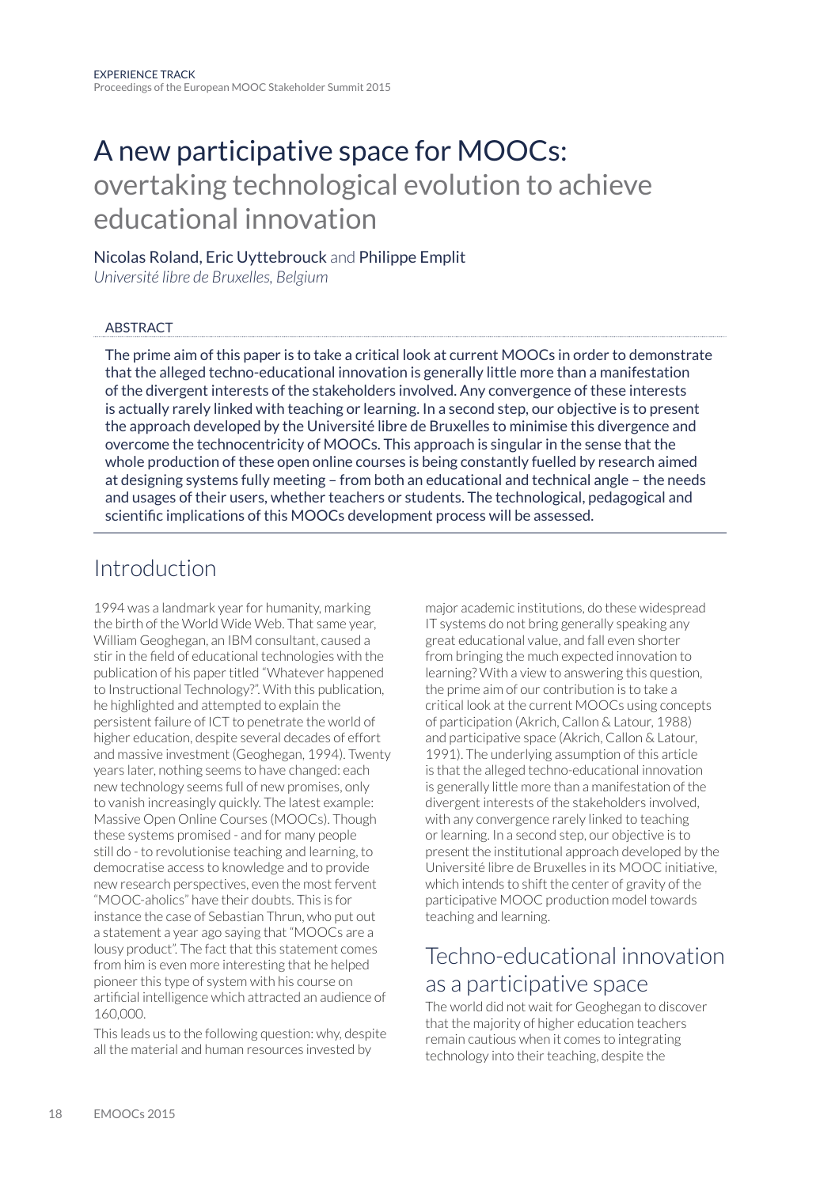EXPERIENCE TRACK
Proceedings of the European MOOC Stakeholder Summit 2015

# A new participative space for MOOCs: overtaking technological evolution to achieve educational innovation

Nicolas Roland, Eric Uyttebrouck and Philippe Emplit
*Université libre de Bruxelles, Belgium*

**ABSTRACT**

The prime aim of this paper is to take a critical look at current MOOCs in order to demonstrate that the alleged techno-educational innovation is generally little more than a manifestation of the divergent interests of the stakeholders involved. Any convergence of these interests is actually rarely linked with teaching or learning. In a second step, our objective is to present the approach developed by the Université libre de Bruxelles to minimise this divergence and overcome the technocentricity of MOOCs. This approach is singular in the sense that the whole production of these open online courses is being constantly fuelled by research aimed at designing systems fully meeting – from both an educational and technical angle – the needs and usages of their users, whether teachers or students. The technological, pedagogical and scientific implications of this MOOCs development process will be assessed.

## Introduction

1994 was a landmark year for humanity, marking the birth of the World Wide Web. That same year, William Geoghegan, an IBM consultant, caused a stir in the field of educational technologies with the publication of his paper titled "Whatever happened to Instructional Technology?". With this publication, he highlighted and attempted to explain the persistent failure of ICT to penetrate the world of higher education, despite several decades of effort and massive investment (Geoghegan, 1994). Twenty years later, nothing seems to have changed: each new technology seems full of new promises, only to vanish increasingly quickly. The latest example: Massive Open Online Courses (MOOCs). Though these systems promised - and for many people still do - to revolutionise teaching and learning, to democratise access to knowledge and to provide new research perspectives, even the most fervent "MOOC-aholics" have their doubts. This is for instance the case of Sebastian Thrun, who put out a statement a year ago saying that "MOOCs are a lousy product". The fact that this statement comes from him is even more interesting that he helped pioneer this type of system with his course on artificial intelligence which attracted an audience of 160,000.

This leads us to the following question: why, despite all the material and human resources invested by major academic institutions, do these widespread IT systems do not bring generally speaking any great educational value, and fall even shorter from bringing the much expected innovation to learning? With a view to answering this question, the prime aim of our contribution is to take a critical look at the current MOOCs using concepts of participation (Akrich, Callon & Latour, 1988) and participative space (Akrich, Callon & Latour, 1991). The underlying assumption of this article is that the alleged techno-educational innovation is generally little more than a manifestation of the divergent interests of the stakeholders involved, with any convergence rarely linked to teaching or learning. In a second step, our objective is to present the institutional approach developed by the Université libre de Bruxelles in its MOOC initiative, which intends to shift the center of gravity of the participative MOOC production model towards teaching and learning.

## Techno-educational innovation as a participative space

The world did not wait for Geoghegan to discover that the majority of higher education teachers remain cautious when it comes to integrating technology into their teaching, despite the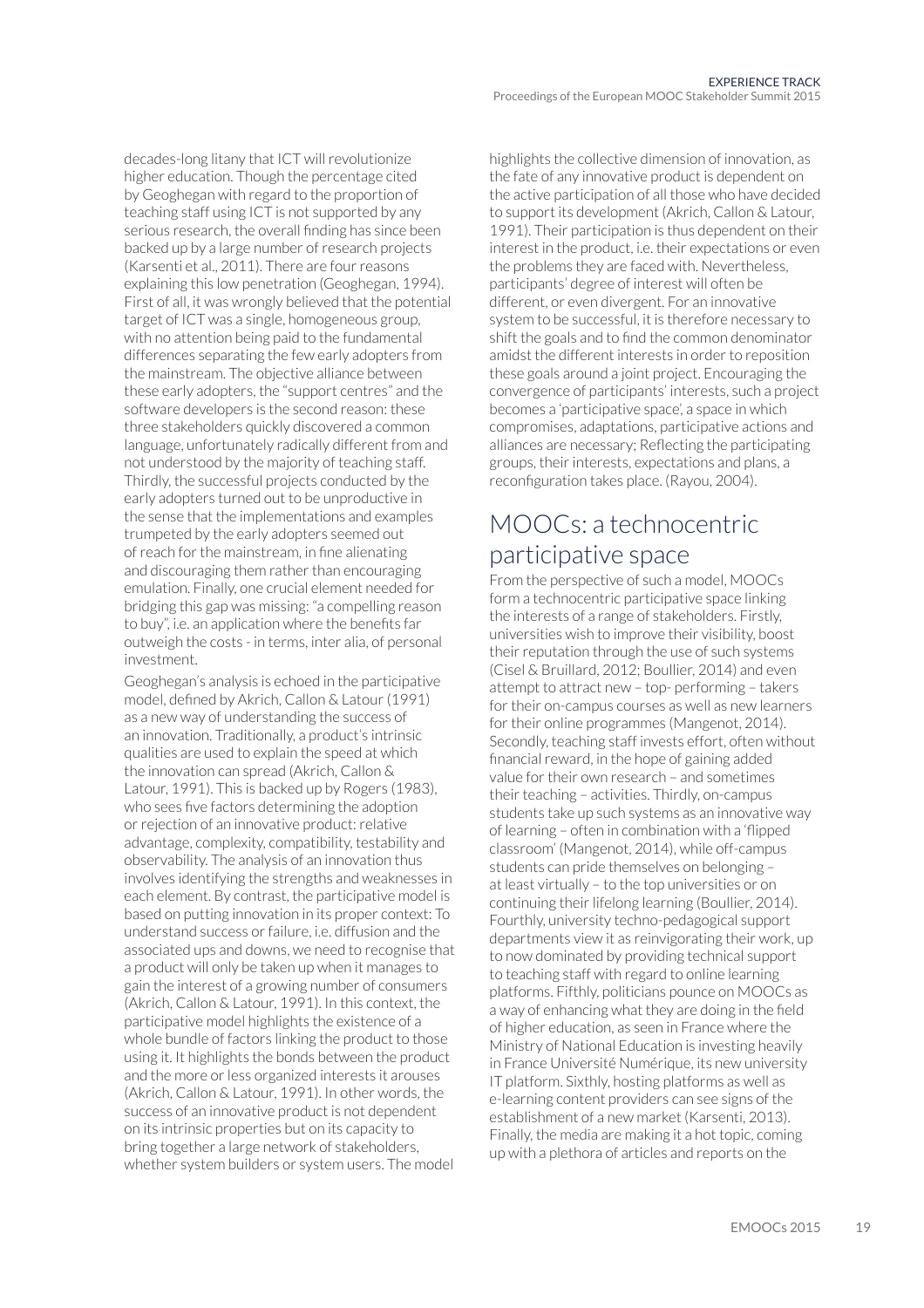decades-long litany that ICT will revolutionize higher education. Though the percentage cited by Geoghegan with regard to the proportion of teaching staff using ICT is not supported by any serious research, the overall finding has since been backed up by a large number of research projects (Karsenti et al., 2011). There are four reasons explaining this low penetration (Geoghegan, 1994). First of all, it was wrongly believed that the potential target of ICT was a single, homogeneous group, with no attention being paid to the fundamental differences separating the few early adopters from the mainstream. The objective alliance between these early adopters, the "support centres" and the software developers is the second reason: these three stakeholders quickly discovered a common language, unfortunately radically different from and not understood by the majority of teaching staff. Thirdly, the successful projects conducted by the early adopters turned out to be unproductive in the sense that the implementations and examples trumpeted by the early adopters seemed out of reach for the mainstream, in fine alienating and discouraging them rather than encouraging emulation. Finally, one crucial element needed for bridging this gap was missing: "a compelling reason to buy", i.e. an application where the benefits far outweigh the costs - in terms, inter alia, of personal investment.

Geoghegan's analysis is echoed in the participative model, defined by Akrich, Callon & Latour (1991) as a new way of understanding the success of an innovation. Traditionally, a product's intrinsic qualities are used to explain the speed at which the innovation can spread (Akrich, Callon & Latour, 1991). This is backed up by Rogers (1983), who sees five factors determining the adoption or rejection of an innovative product: relative advantage, complexity, compatibility, testability and observability. The analysis of an innovation thus involves identifying the strengths and weaknesses in each element. By contrast, the participative model is based on putting innovation in its proper context: To understand success or failure, i.e. diffusion and the associated ups and downs, we need to recognise that a product will only be taken up when it manages to gain the interest of a growing number of consumers (Akrich, Callon & Latour, 1991). In this context, the participative model highlights the existence of a whole bundle of factors linking the product to those using it. It highlights the bonds between the product and the more or less organized interests it arouses (Akrich, Callon & Latour, 1991). In other words, the success of an innovative product is not dependent on its intrinsic properties but on its capacity to bring together a large network of stakeholders, whether system builders or system users. The model highlights the collective dimension of innovation, as the fate of any innovative product is dependent on the active participation of all those who have decided to support its development (Akrich, Callon & Latour, 1991). Their participation is thus dependent on their interest in the product, i.e. their expectations or even the problems they are faced with. Nevertheless, participants' degree of interest will often be different, or even divergent. For an innovative system to be successful, it is therefore necessary to shift the goals and to find the common denominator amidst the different interests in order to reposition these goals around a joint project. Encouraging the convergence of participants' interests, such a project becomes a 'participative space', a space in which compromises, adaptations, participative actions and alliances are necessary; Reflecting the participating groups, their interests, expectations and plans, a reconfiguration takes place. (Rayou, 2004).

## MOOCs: a technocentric participative space

From the perspective of such a model, MOOCs form a technocentric participative space linking the interests of a range of stakeholders. Firstly, universities wish to improve their visibility, boost their reputation through the use of such systems (Cisel & Bruillard, 2012; Boullier, 2014) and even attempt to attract new – top- performing – takers for their on-campus courses as well as new learners for their online programmes (Mangenot, 2014). Secondly, teaching staff invests effort, often without financial reward, in the hope of gaining added value for their own research – and sometimes their teaching – activities. Thirdly, on-campus students take up such systems as an innovative way of learning – often in combination with a 'flipped classroom' (Mangenot, 2014), while off-campus students can pride themselves on belonging – at least virtually – to the top universities or on continuing their lifelong learning (Boullier, 2014). Fourthly, university techno-pedagogical support departments view it as reinvigorating their work, up to now dominated by providing technical support to teaching staff with regard to online learning platforms. Fifthly, politicians pounce on MOOCs as a way of enhancing what they are doing in the field of higher education, as seen in France where the Ministry of National Education is investing heavily in France Université Numérique, its new university IT platform. Sixthly, hosting platforms as well as e-learning content providers can see signs of the establishment of a new market (Karsenti, 2013). Finally, the media are making it a hot topic, coming up with a plethora of articles and reports on the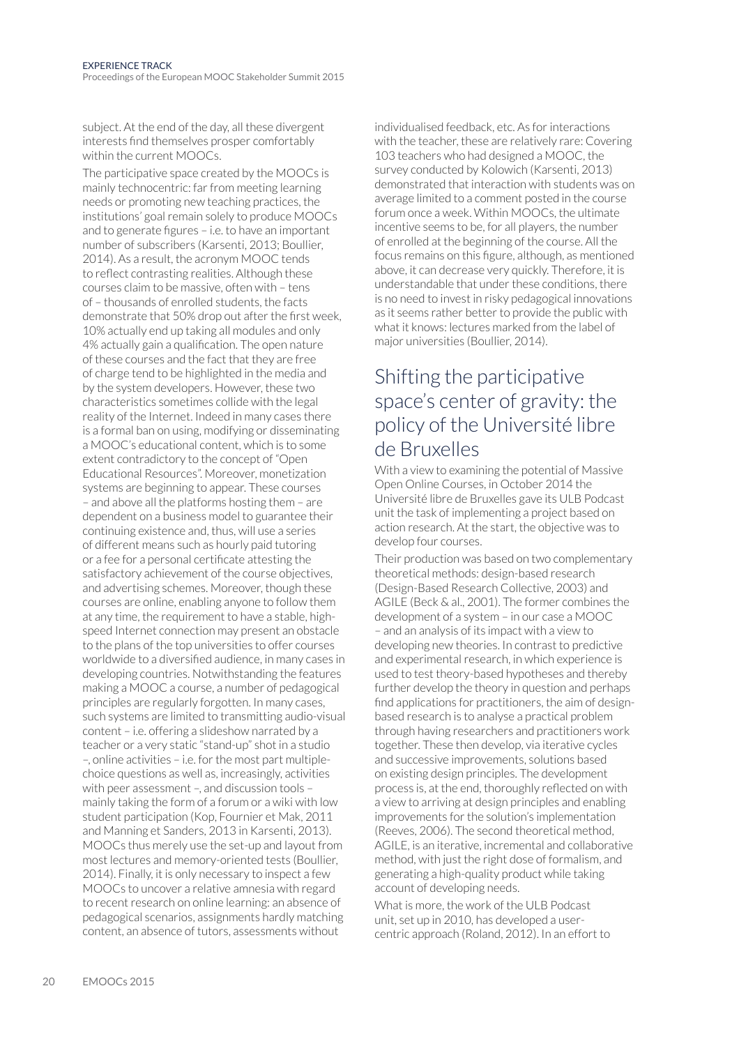subject. At the end of the day, all these divergent interests find themselves prosper comfortably within the current MOOCs.

The participative space created by the MOOCs is mainly technocentric: far from meeting learning needs or promoting new teaching practices, the institutions' goal remain solely to produce MOOCs and to generate figures – i.e. to have an important number of subscribers (Karsenti, 2013; Boullier, 2014). As a result, the acronym MOOC tends to reflect contrasting realities. Although these courses claim to be massive, often with – tens of – thousands of enrolled students, the facts demonstrate that 50% drop out after the first week, 10% actually end up taking all modules and only 4% actually gain a qualification. The open nature of these courses and the fact that they are free of charge tend to be highlighted in the media and by the system developers. However, these two characteristics sometimes collide with the legal reality of the Internet. Indeed in many cases there is a formal ban on using, modifying or disseminating a MOOC's educational content, which is to some extent contradictory to the concept of "Open Educational Resources". Moreover, monetization systems are beginning to appear. These courses – and above all the platforms hosting them – are dependent on a business model to guarantee their continuing existence and, thus, will use a series of different means such as hourly paid tutoring or a fee for a personal certificate attesting the satisfactory achievement of the course objectives, and advertising schemes. Moreover, though these courses are online, enabling anyone to follow them at any time, the requirement to have a stable, high-speed Internet connection may present an obstacle to the plans of the top universities to offer courses worldwide to a diversified audience, in many cases in developing countries. Notwithstanding the features making a MOOC a course, a number of pedagogical principles are regularly forgotten. In many cases, such systems are limited to transmitting audio-visual content – i.e. offering a slideshow narrated by a teacher or a very static "stand-up" shot in a studio –, online activities – i.e. for the most part multiple-choice questions as well as, increasingly, activities with peer assessment –, and discussion tools – mainly taking the form of a forum or a wiki with low student participation (Kop, Fournier et Mak, 2011 and Manning et Sanders, 2013 in Karsenti, 2013). MOOCs thus merely use the set-up and layout from most lectures and memory-oriented tests (Boullier, 2014). Finally, it is only necessary to inspect a few MOOCs to uncover a relative amnesia with regard to recent research on online learning: an absence of pedagogical scenarios, assignments hardly matching content, an absence of tutors, assessments without individualised feedback, etc. As for interactions with the teacher, these are relatively rare: Covering 103 teachers who had designed a MOOC, the survey conducted by Kolowich (Karsenti, 2013) demonstrated that interaction with students was on average limited to a comment posted in the course forum once a week. Within MOOCs, the ultimate incentive seems to be, for all players, the number of enrolled at the beginning of the course. All the focus remains on this figure, although, as mentioned above, it can decrease very quickly. Therefore, it is understandable that under these conditions, there is no need to invest in risky pedagogical innovations as it seems rather better to provide the public with what it knows: lectures marked from the label of major universities (Boullier, 2014).

## Shifting the participative space's center of gravity: the policy of the Université libre de Bruxelles

With a view to examining the potential of Massive Open Online Courses, in October 2014 the Université libre de Bruxelles gave its ULB Podcast unit the task of implementing a project based on action research. At the start, the objective was to develop four courses.

Their production was based on two complementary theoretical methods: design-based research (Design-Based Research Collective, 2003) and AGILE (Beck & al., 2001). The former combines the development of a system – in our case a MOOC – and an analysis of its impact with a view to developing new theories. In contrast to predictive and experimental research, in which experience is used to test theory-based hypotheses and thereby further develop the theory in question and perhaps find applications for practitioners, the aim of design-based research is to analyse a practical problem through having researchers and practitioners work together. These then develop, via iterative cycles and successive improvements, solutions based on existing design principles. The development process is, at the end, thoroughly reflected on with a view to arriving at design principles and enabling improvements for the solution's implementation (Reeves, 2006). The second theoretical method, AGILE, is an iterative, incremental and collaborative method, with just the right dose of formalism, and generating a high-quality product while taking account of developing needs.

What is more, the work of the ULB Podcast unit, set up in 2010, has developed a user-centric approach (Roland, 2012). In an effort to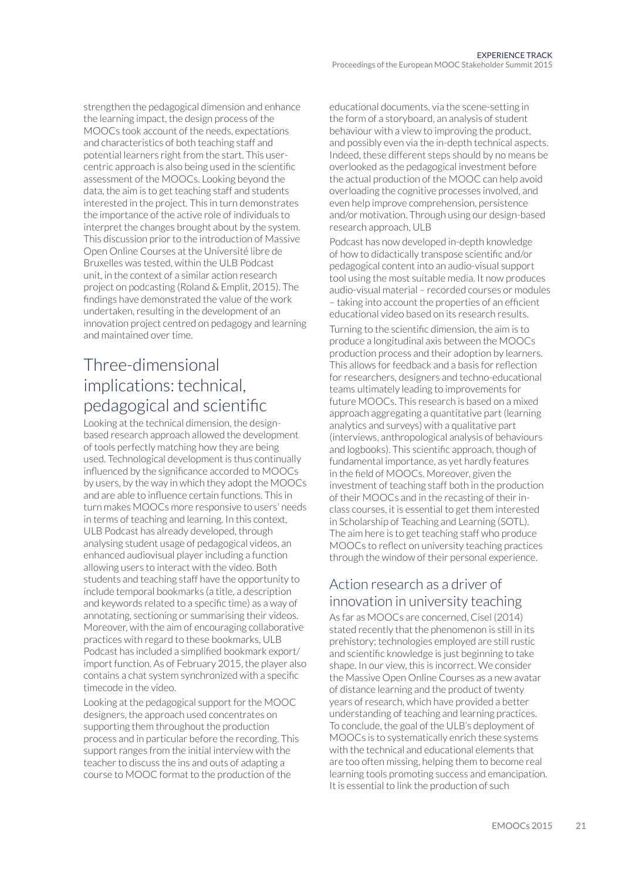strengthen the pedagogical dimension and enhance the learning impact, the design process of the MOOCs took account of the needs, expectations and characteristics of both teaching staff and potential learners right from the start. This user-centric approach is also being used in the scientific assessment of the MOOCs. Looking beyond the data, the aim is to get teaching staff and students interested in the project. This in turn demonstrates the importance of the active role of individuals to interpret the changes brought about by the system. This discussion prior to the introduction of Massive Open Online Courses at the Université libre de Bruxelles was tested, within the ULB Podcast unit, in the context of a similar action research project on podcasting (Roland & Emplit, 2015). The findings have demonstrated the value of the work undertaken, resulting in the development of an innovation project centred on pedagogy and learning and maintained over time.

## Three-dimensional implications: technical, pedagogical and scientific

Looking at the technical dimension, the design-based research approach allowed the development of tools perfectly matching how they are being used. Technological development is thus continually influenced by the significance accorded to MOOCs by users, by the way in which they adopt the MOOCs and are able to influence certain functions. This in turn makes MOOCs more responsive to users' needs in terms of teaching and learning. In this context, ULB Podcast has already developed, through analysing student usage of pedagogical videos, an enhanced audiovisual player including a function allowing users to interact with the video. Both students and teaching staff have the opportunity to include temporal bookmarks (a title, a description and keywords related to a specific time) as a way of annotating, sectioning or summarising their videos. Moreover, with the aim of encouraging collaborative practices with regard to these bookmarks, ULB Podcast has included a simplified bookmark export/import function. As of February 2015, the player also contains a chat system synchronized with a specific timecode in the video.

Looking at the pedagogical support for the MOOC designers, the approach used concentrates on supporting them throughout the production process and in particular before the recording. This support ranges from the initial interview with the teacher to discuss the ins and outs of adapting a course to MOOC format to the production of the educational documents, via the scene-setting in the form of a storyboard, an analysis of student behaviour with a view to improving the product, and possibly even via the in-depth technical aspects. Indeed, these different steps should by no means be overlooked as the pedagogical investment before the actual production of the MOOC can help avoid overloading the cognitive processes involved, and even help improve comprehension, persistence and/or motivation. Through using our design-based research approach, ULB

Podcast has now developed in-depth knowledge of how to didactically transpose scientific and/or pedagogical content into an audio-visual support tool using the most suitable media. It now produces audio-visual material – recorded courses or modules – taking into account the properties of an efficient educational video based on its research results.

Turning to the scientific dimension, the aim is to produce a longitudinal axis between the MOOCs production process and their adoption by learners. This allows for feedback and a basis for reflection for researchers, designers and techno-educational teams ultimately leading to improvements for future MOOCs. This research is based on a mixed approach aggregating a quantitative part (learning analytics and surveys) with a qualitative part (interviews, anthropological analysis of behaviours and logbooks). This scientific approach, though of fundamental importance, as yet hardly features in the field of MOOCs. Moreover, given the investment of teaching staff both in the production of their MOOCs and in the recasting of their in-class courses, it is essential to get them interested in Scholarship of Teaching and Learning (SOTL). The aim here is to get teaching staff who produce MOOCs to reflect on university teaching practices through the window of their personal experience.

### Action research as a driver of innovation in university teaching

As far as MOOCs are concerned, Cisel (2014) stated recently that the phenomenon is still in its prehistory; technologies employed are still rustic and scientific knowledge is just beginning to take shape. In our view, this is incorrect. We consider the Massive Open Online Courses as a new avatar of distance learning and the product of twenty years of research, which have provided a better understanding of teaching and learning practices. To conclude, the goal of the ULB's deployment of MOOCs is to systematically enrich these systems with the technical and educational elements that are too often missing, helping them to become real learning tools promoting success and emancipation. It is essential to link the production of such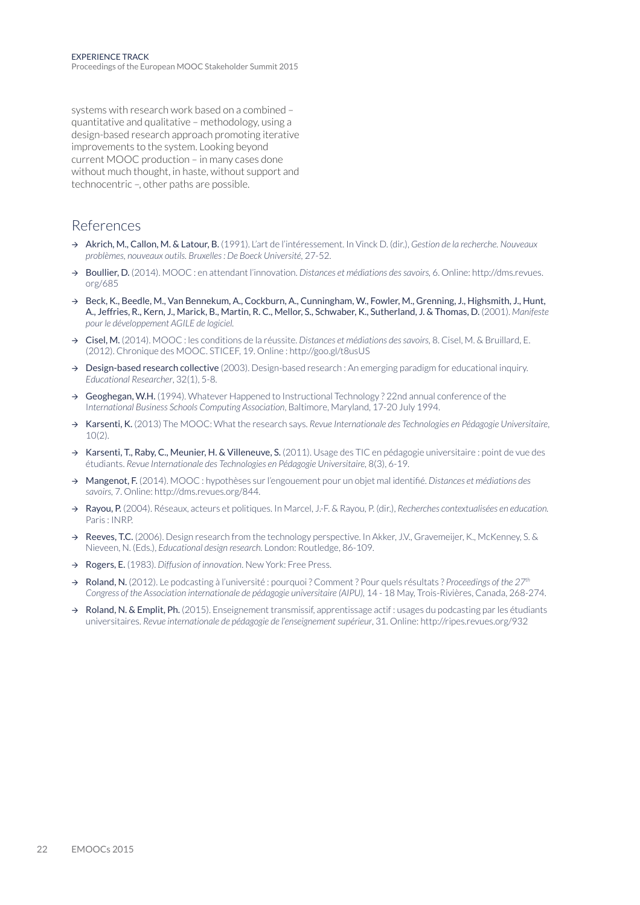systems with research work based on a combined – quantitative and qualitative – methodology, using a design-based research approach promoting iterative improvements to the system. Looking beyond current MOOC production – in many cases done without much thought, in haste, without support and technocentric –, other paths are possible.

## References

- Akrich, M., Callon, M. & Latour, B. (1991). L'art de l'intéressement. In Vinck D. (dir.), *Gestion de la recherche. Nouveaux problèmes, nouveaux outils. Bruxelles : De Boeck Université*, 27-52.
- Boullier, D. (2014). MOOC : en attendant l'innovation. *Distances et médiations des savoirs*, 6. Online: http://dms.revues.org/685
- Beck, K., Beedle, M., Van Bennekum, A., Cockburn, A., Cunningham, W., Fowler, M., Grenning, J., Highsmith, J., Hunt, A., Jeffries, R., Kern, J., Marick, B., Martin, R. C., Mellor, S., Schwaber, K., Sutherland, J. & Thomas, D. (2001). *Manifeste pour le développement AGILE de logiciel*.
- Cisel, M. (2014). MOOC : les conditions de la réussite. *Distances et médiations des savoirs*, 8. Cisel, M. & Bruillard, E. (2012). Chronique des MOOC. STICEF, 19. Online : http://goo.gl/t8usUS
- Design-based research collective (2003). Design-based research : An emerging paradigm for educational inquiry. *Educational Researcher*, 32(1), 5-8.
- Geoghegan, W.H. (1994). Whatever Happened to Instructional Technology ? 22nd annual conference of the *International Business Schools Computing Association*, Baltimore, Maryland, 17-20 July 1994.
- Karsenti, K. (2013) The MOOC: What the research says. *Revue Internationale des Technologies en Pédagogie Universitaire*, 10(2).
- Karsenti, T., Raby, C., Meunier, H. & Villeneuve, S. (2011). Usage des TIC en pédagogie universitaire : point de vue des étudiants. *Revue Internationale des Technologies en Pédagogie Universitaire*, 8(3), 6-19.
- Mangenot, F. (2014). MOOC : hypothèses sur l'engouement pour un objet mal identifié. *Distances et médiations des savoirs*, 7. Online: http://dms.revues.org/844.
- Rayou, P. (2004). Réseaux, acteurs et politiques. In Marcel, J.-F. & Rayou, P. (dir.), *Recherches contextualisées en education*. Paris : INRP.
- Reeves, T.C. (2006). Design research from the technology perspective. In Akker, J.V., Gravemeijer, K., McKenney, S. & Nieveen, N. (Eds.), *Educational design research*. London: Routledge, 86-109.
- Rogers, E. (1983). *Diffusion of innovation*. New York: Free Press.
- Roland, N. (2012). Le podcasting à l'université : pourquoi ? Comment ? Pour quels résultats ? *Proceedings of the 27th Congress of the Association internationale de pédagogie universitaire (AIPU)*, 14 - 18 May, Trois-Rivières, Canada, 268-274.
- Roland, N. & Emplit, Ph. (2015). Enseignement transmissif, apprentissage actif : usages du podcasting par les étudiants universitaires. *Revue internationale de pédagogie de l'enseignement supérieur*, 31. Online: http://ripes.revues.org/932